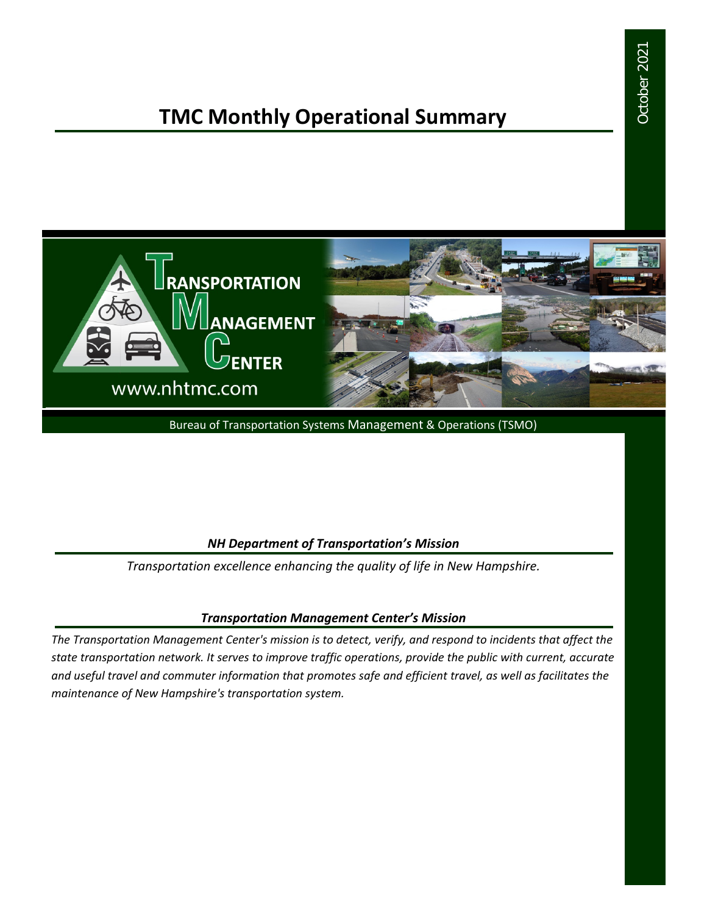October 2021

# TMC Monthly Operational Summary

TRANSPORTATION MANAGEMENT CENTER

www.nhtmc.com

Bureau of Transportation Systems Management & Operations (TSMO)

### *NH Department of Transportation's Mission*

*Transportation excellence enhancing the quality of life in New Hampshire.*

### *Transportation Management Center's Mission*

*The Transportation Management Center's mission is to detect, verify, and respond to incidents that affect the state transportation network. It serves to improve traffic operations, provide the public with current, accurate and useful travel and commuter information that promotes safe and efficient travel, as well as facilitates the maintenance of New Hampshire's transportation system.*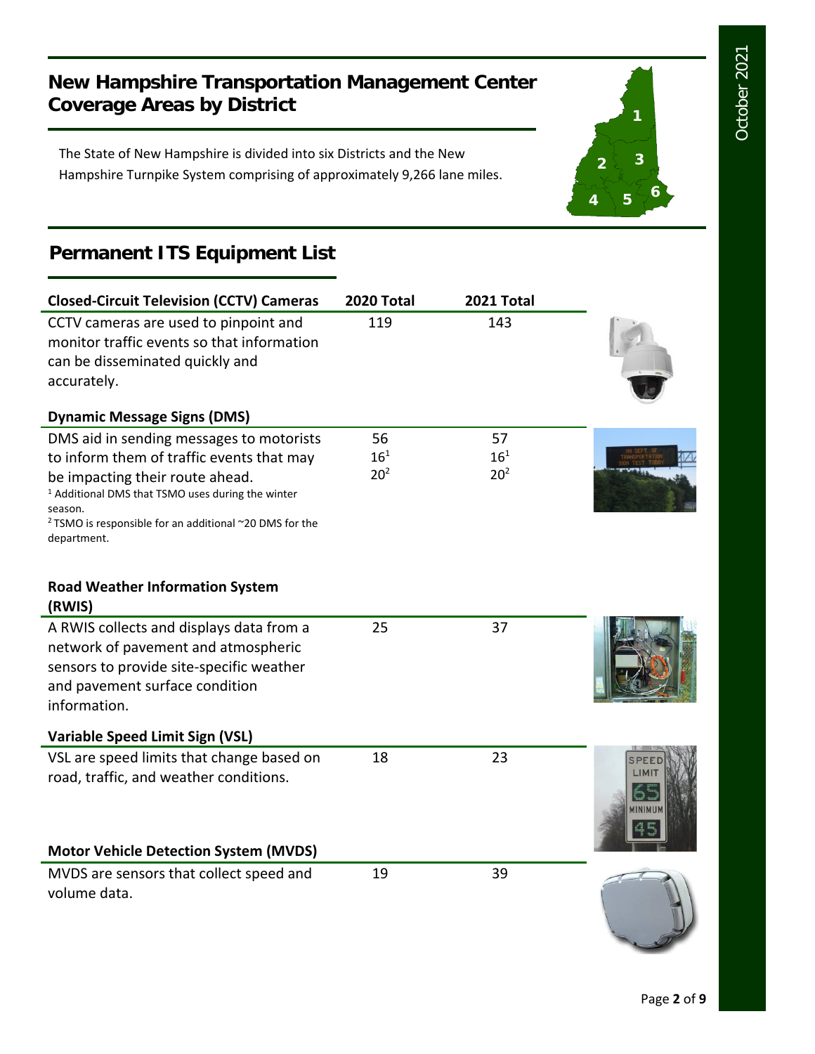# New Hampshire Transportation Management Center Coverage Areas by District

The State of New Hampshire is divided into six Districts and the New Hampshire Turnpike System comprising of approximately 9,266 lane miles.

## Permanent ITS Equipment List

| Closed-Circuit Television (CCTV) Cameras | 2020 Total | 2021 Total |
|---|---|---|
| CCTV cameras are used to pinpoint and monitor traffic events so that information can be disseminated quickly and accurately. | 119 | 143 |
| **Dynamic Message Signs (DMS)** | | |
| DMS aid in sending messages to motorists to inform them of traffic events that may be impacting their route ahead. | 56 | 57 |
| | 16[1] | 16[1] |
| | 20[2] | 20[2] |
| **Road Weather Information System (RWIS)** | | |
| A RWIS collects and displays data from a network of pavement and atmospheric sensors to provide site-specific weather and pavement surface condition information. | 25 | 37 |
| **Variable Speed Limit Sign (VSL)** | | |
| VSL are speed limits that change based on road, traffic, and weather conditions. | 18 | 23 |
| **Motor Vehicle Detection System (MVDS)** | | |
| MVDS are sensors that collect speed and volume data. | 19 | 39 |

[1] Additional DMS that TSMO uses during the winter season.

[2] TSMO is responsible for an additional ~20 DMS for the department.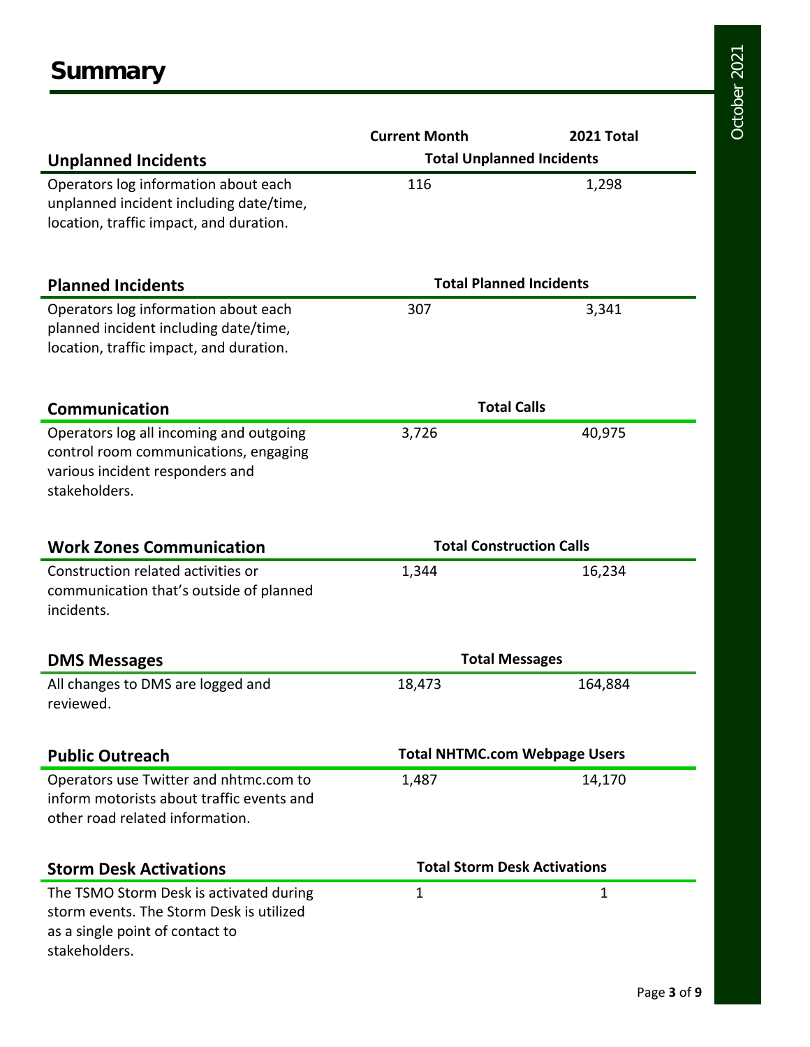# Summary

| | Current Month | 2021 Total |
|---|---|---|
| **Unplanned Incidents** | **Total Unplanned Incidents** | |
| Operators log information about each unplanned incident including date/time, location, traffic impact, and duration. | 116 | 1,298 |
| **Planned Incidents** | **Total Planned Incidents** | |
| Operators log information about each planned incident including date/time, location, traffic impact, and duration. | 307 | 3,341 |
| **Communication** | **Total Calls** | |
| Operators log all incoming and outgoing control room communications, engaging various incident responders and stakeholders. | 3,726 | 40,975 |
| **Work Zones Communication** | **Total Construction Calls** | |
| Construction related activities or communication that's outside of planned incidents. | 1,344 | 16,234 |
| **DMS Messages** | **Total Messages** | |
| All changes to DMS are logged and reviewed. | 18,473 | 164,884 |
| **Public Outreach** | **Total NHTMC.com Webpage Users** | |
| Operators use Twitter and nhtmc.com to inform motorists about traffic events and other road related information. | 1,487 | 14,170 |
| **Storm Desk Activations** | **Total Storm Desk Activations** | |
| The TSMO Storm Desk is activated during storm events. The Storm Desk is utilized as a single point of contact to stakeholders. | 1 | 1 |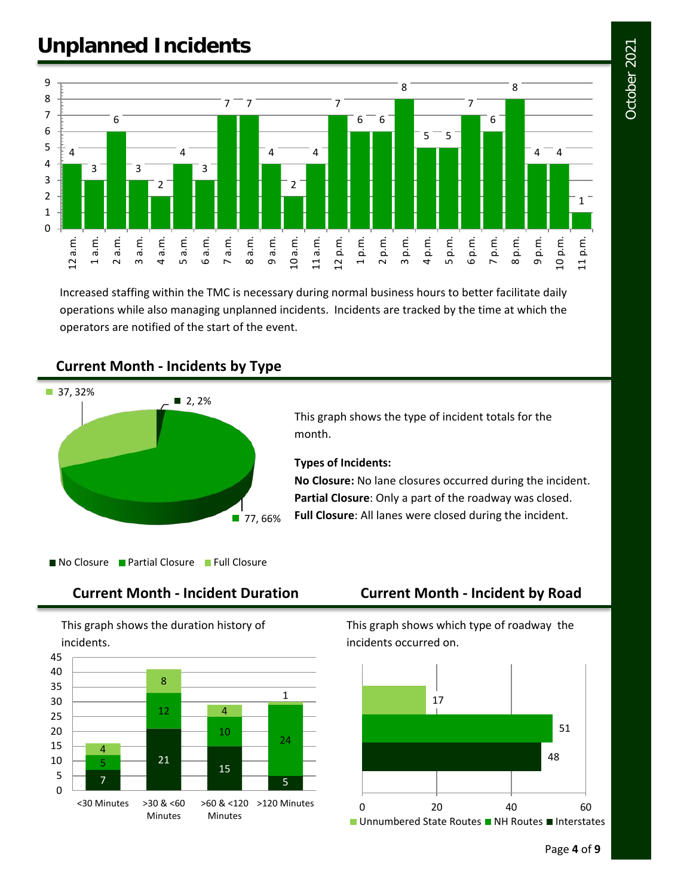# Unplanned Incidents

| Hour | Incidents |
|---|---|
| 12 a.m. | 4 |
| 1 a.m. | 3 |
| 2 a.m. | 6 |
| 3 a.m. | 3 |
| 4 a.m. | 2 |
| 5 a.m. | 4 |
| 6 a.m. | 3 |
| 7 a.m. | 7 |
| 8 a.m. | 7 |
| 9 a.m. | 4 |
| 10 a.m. | 2 |
| 11 a.m. | 4 |
| 12 p.m. | 7 |
| 1 p.m. | 6 |
| 2 p.m. | 6 |
| 3 p.m. | 8 |
| 4 p.m. | 5 |
| 5 p.m. | 5 |
| 6 p.m. | 7 |
| 7 p.m. | 6 |
| 8 p.m. | 8 |
| 9 p.m. | 4 |
| 10 p.m. | 4 |
| 11 p.m. | 1 |

Increased staffing within the TMC is necessary during normal business hours to better facilitate daily operations while also managing unplanned incidents. Incidents are tracked by the time at which the operators are notified of the start of the event.

## Current Month - Incidents by Type

| Type | Count, % |
|---|---|
| No Closure | 2, 2% |
| Partial Closure | 77, 66% |
| Full Closure | 37, 32% |

This graph shows the type of incident totals for the month.

**Types of Incidents:**

**No Closure:** No lane closures occurred during the incident.
**Partial Closure**: Only a part of the roadway was closed.
**Full Closure**: All lanes were closed during the incident.

## Current Month - Incident Duration

This graph shows the duration history of incidents.

| Duration | No Closure | Partial Closure | Full Closure |
|---|---|---|---|
| <30 Minutes | 7 | 5 | 4 |
| >30 & <60 Minutes | 21 | 12 | 8 |
| >60 & <120 Minutes | 15 | 10 | 4 |
| >120 Minutes | 5 | 24 | 1 |

## Current Month - Incident by Road

This graph shows which type of roadway the incidents occurred on.

| Road Type | Incidents |
|---|---|
| Unnumbered State Routes | 17 |
| NH Routes | 51 |
| Interstates | 48 |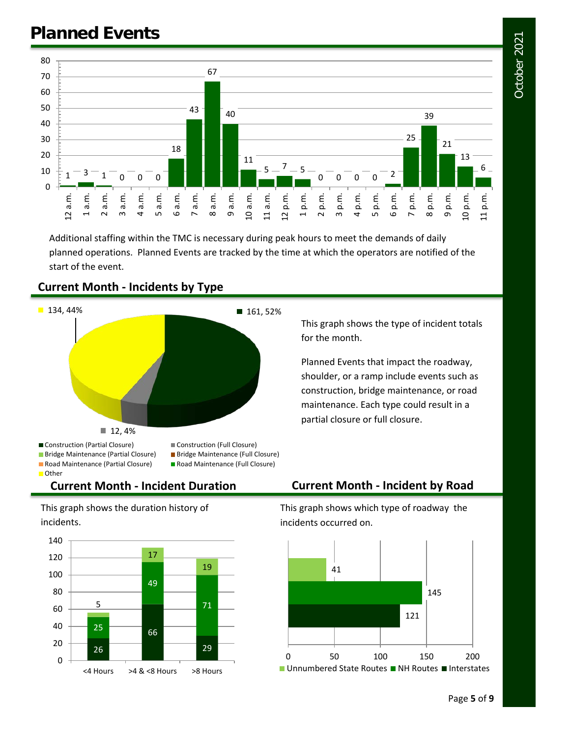# Planned Events

| Hour | Planned Events |
|---|---|
| 12 a.m. | 1 |
| 1 a.m. | 3 |
| 2 a.m. | 1 |
| 3 a.m. | 0 |
| 4 a.m. | 0 |
| 5 a.m. | 0 |
| 6 a.m. | 18 |
| 7 a.m. | 43 |
| 8 a.m. | 67 |
| 9 a.m. | 40 |
| 10 a.m. | 11 |
| 11 a.m. | 5 |
| 12 p.m. | 7 |
| 1 p.m. | 5 |
| 2 p.m. | 0 |
| 3 p.m. | 0 |
| 4 p.m. | 0 |
| 5 p.m. | 0 |
| 6 p.m. | 2 |
| 7 p.m. | 25 |
| 8 p.m. | 39 |
| 9 p.m. | 21 |
| 10 p.m. | 13 |
| 11 p.m. | 6 |

Additional staffing within the TMC is necessary during peak hours to meet the demands of daily planned operations. Planned Events are tracked by the time at which the operators are notified of the start of the event.

## Current Month - Incidents by Type

| Type | Count, % |
|---|---|
| Construction (Partial Closure) | 161, 52% |
| Construction (Full Closure) | 12, 4% |
| Other | 134, 44% |

Legend: Construction (Partial Closure), Construction (Full Closure), Bridge Maintenance (Partial Closure), Bridge Maintenance (Full Closure), Road Maintenance (Partial Closure), Road Maintenance (Full Closure), Other

This graph shows the type of incident totals for the month.

Planned Events that impact the roadway, shoulder, or a ramp include events such as construction, bridge maintenance, or road maintenance. Each type could result in a partial closure or full closure.

## Current Month - Incident Duration

This graph shows the duration history of incidents.

| Duration | Bottom segment | Middle segment | Top segment |
|---|---|---|---|
| <4 Hours | 26 | 25 | 5 |
| >4 & <8 Hours | 66 | 49 | 17 |
| >8 Hours | 29 | 71 | 19 |

## Current Month - Incident by Road

This graph shows which type of roadway the incidents occurred on.

| Road Type | Incidents |
|---|---|
| Unnumbered State Routes | 41 |
| NH Routes | 145 |
| Interstates | 121 |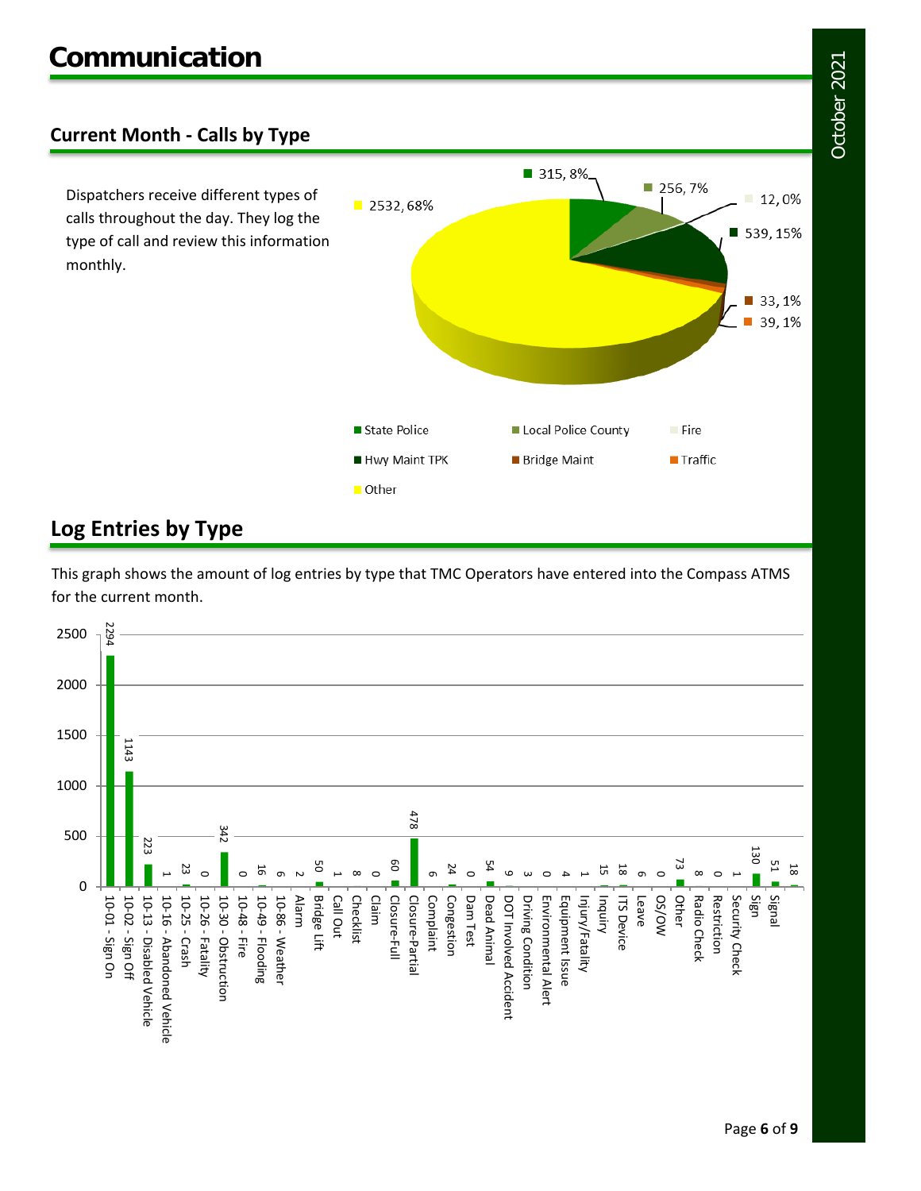# Communication

## Current Month - Calls by Type

Dispatchers receive different types of calls throughout the day. They log the type of call and review this information monthly.

| Type | Calls | Percent |
|---|---|---|
| State Police | 315 | 8% |
| Local Police County | 256 | 7% |
| Fire | 12 | 0% |
| Hwy Maint TPK | 539 | 15% |
| Bridge Maint | 33 | 1% |
| Traffic | 39 | 1% |
| Other | 2532 | 68% |

## Log Entries by Type

This graph shows the amount of log entries by type that TMC Operators have entered into the Compass ATMS for the current month.

| Type | Entries |
|---|---|
| 10-01 - Sign On | 2294 |
| 10-02 - Sign Off | 1143 |
| 10-13 - Disabled Vehicle | 223 |
| 10-16 - Abandoned Vehicle | 1 |
| 10-25 - Crash | 23 |
| 10-26 - Fatality | 0 |
| 10-30 - Obstruction | 342 |
| 10-48 - Fire | 0 |
| 10-49 - Flooding | 16 |
| 10-86 - Weather | 6 |
| Alarm | 2 |
| Bridge Lift | 50 |
| Call Out | 1 |
| Checklist | 8 |
| Claim | 0 |
| Closure-Full | 60 |
| Closure-Partial | 478 |
| Complaint | 6 |
| Congestion | 24 |
| Dam Test | 0 |
| Dead Animal | 54 |
| DOT Involved Accident | 9 |
| Driving Condition | 3 |
| Environmental Alert | 0 |
| Equipment Issue | 4 |
| Injury/Fatality | 1 |
| Inquiry | 15 |
| ITS Device | 18 |
| Leave | 6 |
| OS/OW | 0 |
| Other | 73 |
| Radio Check | 8 |
| Restriction | 0 |
| Security Check | 1 |
| Sign | 130 |
| Signal | 51 |
| (unlabeled) | 18 |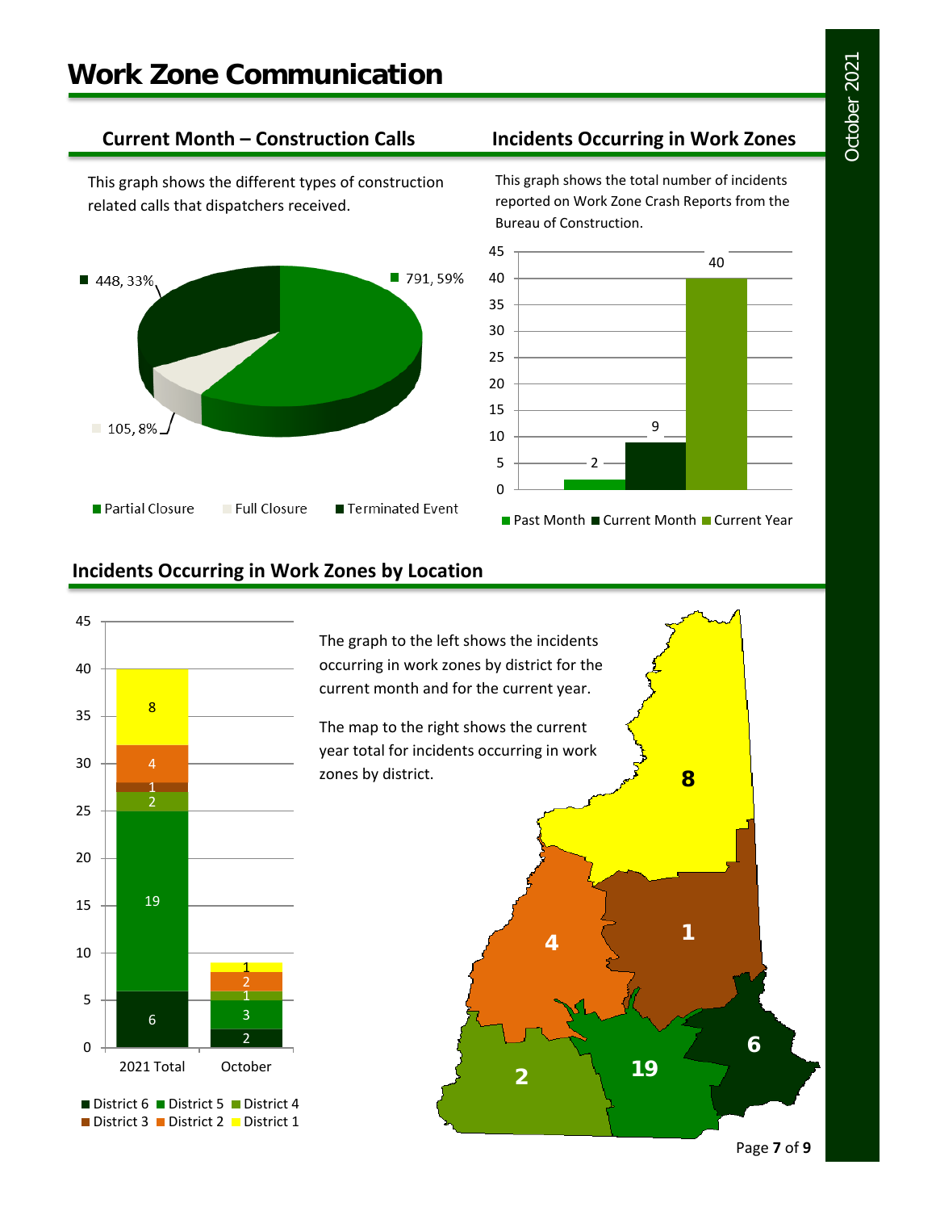# Work Zone Communication

## Current Month – Construction Calls

This graph shows the different types of construction related calls that dispatchers received.

| Call Type | Count | Percent |
|---|---|---|
| Partial Closure | 791 | 59% |
| Full Closure | 105 | 8% |
| Terminated Event | 448 | 33% |

## Incidents Occurring in Work Zones

This graph shows the total number of incidents reported on Work Zone Crash Reports from the Bureau of Construction.

| Period | Incidents |
|---|---|
| Past Month | 2 |
| Current Month | 9 |
| Current Year | 40 |

## Incidents Occurring in Work Zones by Location

The graph to the left shows the incidents occurring in work zones by district for the current month and for the current year.

The map to the right shows the current year total for incidents occurring in work zones by district.

| District | 2021 Total | October |
|---|---|---|
| District 6 | 6 | 2 |
| District 5 | 19 | 3 |
| District 4 | 2 | 1 |
| District 3 | 1 | |
| District 2 | 4 | 2 |
| District 1 | 8 | 1 |

Map (current year by district): District 1: 8; District 2: 2; District 3: 1; District 4: 4; District 5: 19; District 6: 6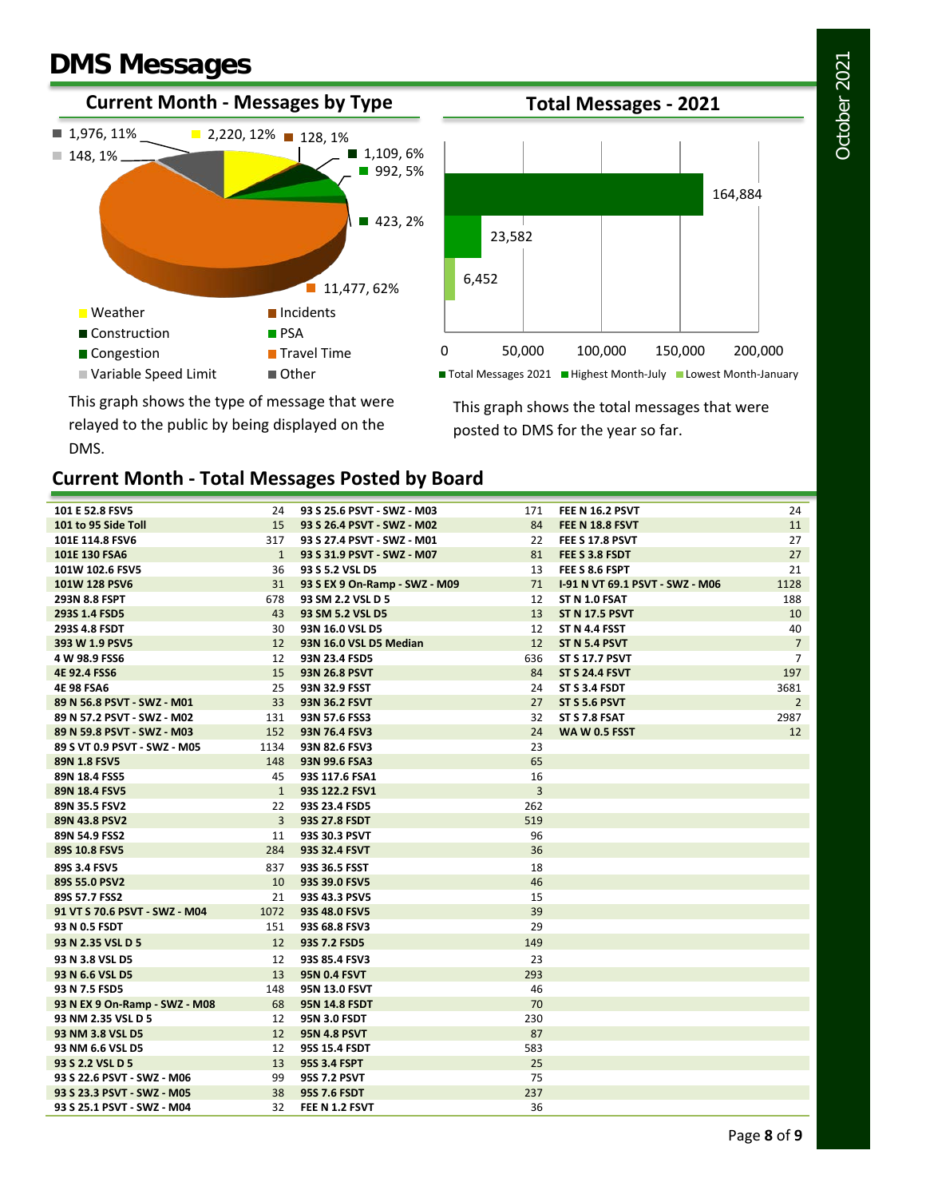# DMS Messages

## Current Month - Messages by Type

| Type | Messages | Percent |
|---|---|---|
| Weather | 2,220 | 12% |
| Incidents | 128 | 1% |
| Construction | 1,109 | 6% |
| PSA | 992 | 5% |
| Congestion | 423 | 2% |
| Travel Time | 11,477 | 62% |
| Variable Speed Limit | 148 | 1% |
| Other | 1,976 | 11% |

This graph shows the type of message that were relayed to the public by being displayed on the DMS.

## Total Messages - 2021

| | Messages |
|---|---|
| Total Messages 2021 | 164,884 |
| Highest Month-July | 23,582 |
| Lowest Month-January | 6,452 |

This graph shows the total messages that were posted to DMS for the year so far.

## Current Month - Total Messages Posted by Board

| Board | Messages | Board | Messages | Board | Messages |
|---|---|---|---|---|---|
| 101 E 52.8 FSV5 | 24 | 93 S 25.6 PSVT - SWZ - M03 | 171 | FEE N 16.2 PSVT | 24 |
| 101 to 95 Side Toll | 15 | 93 S 26.4 PSVT - SWZ - M02 | 84 | FEE N 18.8 FSVT | 11 |
| 101E 114.8 FSV6 | 317 | 93 S 27.4 PSVT - SWZ - M01 | 22 | FEE S 17.8 PSVT | 27 |
| 101E 130 FSA6 | 1 | 93 S 31.9 PSVT - SWZ - M07 | 81 | FEE S 3.8 FSDT | 27 |
| 101W 102.6 FSV5 | 36 | 93 S 5.2 VSL D5 | 13 | FEE S 8.6 FSPT | 21 |
| 101W 128 PSV6 | 31 | 93 S EX 9 On-Ramp - SWZ - M09 | 71 | I-91 N VT 69.1 PSVT - SWZ - M06 | 1128 |
| 293N 8.8 FSPT | 678 | 93 SM 2.2 VSL D 5 | 12 | ST N 1.0 FSAT | 188 |
| 293S 1.4 FSD5 | 43 | 93 SM 5.2 VSL D5 | 13 | ST N 17.5 PSVT | 10 |
| 293S 4.8 FSDT | 30 | 93N 16.0 VSL D5 | 12 | ST N 4.4 FSST | 40 |
| 393 W 1.9 PSV5 | 12 | 93N 16.0 VSL D5 Median | 12 | ST N 5.4 PSVT | 7 |
| 4 W 98.9 FSS6 | 12 | 93N 23.4 FSD5 | 636 | ST S 17.7 PSVT | 7 |
| 4E 92.4 FSS6 | 15 | 93N 26.8 PSVT | 84 | ST S 24.4 FSVT | 197 |
| 4E 98 FSA6 | 25 | 93N 32.9 FSST | 24 | ST S 3.4 FSDT | 3681 |
| 89 N 56.8 PSVT - SWZ - M01 | 33 | 93N 36.2 FSVT | 27 | ST S 5.6 PSVT | 2 |
| 89 N 57.2 PSVT - SWZ - M02 | 131 | 93N 57.6 FSS3 | 32 | ST S 7.8 FSAT | 2987 |
| 89 N 59.8 PSVT - SWZ - M03 | 152 | 93N 76.4 FSV3 | 24 | WA W 0.5 FSST | 12 |
| 89 S VT 0.9 PSVT - SWZ - M05 | 1134 | 93N 82.6 FSV3 | 23 | | |
| 89N 1.8 FSV5 | 148 | 93N 99.6 FSA3 | 65 | | |
| 89N 18.4 FSS5 | 45 | 93S 117.6 FSA1 | 16 | | |
| 89N 18.4 FSV5 | 1 | 93S 122.2 FSV1 | 3 | | |
| 89N 35.5 FSV2 | 22 | 93S 23.4 FSD5 | 262 | | |
| 89N 43.8 PSV2 | 3 | 93S 27.8 FSDT | 519 | | |
| 89N 54.9 FSS2 | 11 | 93S 30.3 PSVT | 96 | | |
| 89S 10.8 FSV5 | 284 | 93S 32.4 FSVT | 36 | | |
| 89S 3.4 FSV5 | 837 | 93S 36.5 FSST | 18 | | |
| 89S 55.0 PSV2 | 10 | 93S 39.0 FSV5 | 46 | | |
| 89S 57.7 FSS2 | 21 | 93S 43.3 PSV5 | 15 | | |
| 91 VT S 70.6 PSVT - SWZ - M04 | 1072 | 93S 48.0 FSV5 | 39 | | |
| 93 N 0.5 FSDT | 151 | 93S 68.8 FSV3 | 29 | | |
| 93 N 2.35 VSL D 5 | 12 | 93S 7.2 FSD5 | 149 | | |
| 93 N 3.8 VSL D5 | 12 | 93S 85.4 FSV3 | 23 | | |
| 93 N 6.6 VSL D5 | 13 | 95N 0.4 FSVT | 293 | | |
| 93 N 7.5 FSD5 | 148 | 95N 13.0 FSVT | 46 | | |
| 93 N EX 9 On-Ramp - SWZ - M08 | 68 | 95N 14.8 FSDT | 70 | | |
| 93 NM 2.35 VSL D 5 | 12 | 95N 3.0 FSDT | 230 | | |
| 93 NM 3.8 VSL D5 | 12 | 95N 4.8 PSVT | 87 | | |
| 93 NM 6.6 VSL D5 | 12 | 95S 15.4 FSDT | 583 | | |
| 93 S 2.2 VSL D 5 | 13 | 95S 3.4 FSPT | 25 | | |
| 93 S 22.6 PSVT - SWZ - M06 | 99 | 95S 7.2 PSVT | 75 | | |
| 93 S 23.3 PSVT - SWZ - M05 | 38 | 95S 7.6 FSDT | 237 | | |
| 93 S 25.1 PSVT - SWZ - M04 | 32 | FEE N 1.2 FSVT | 36 | | |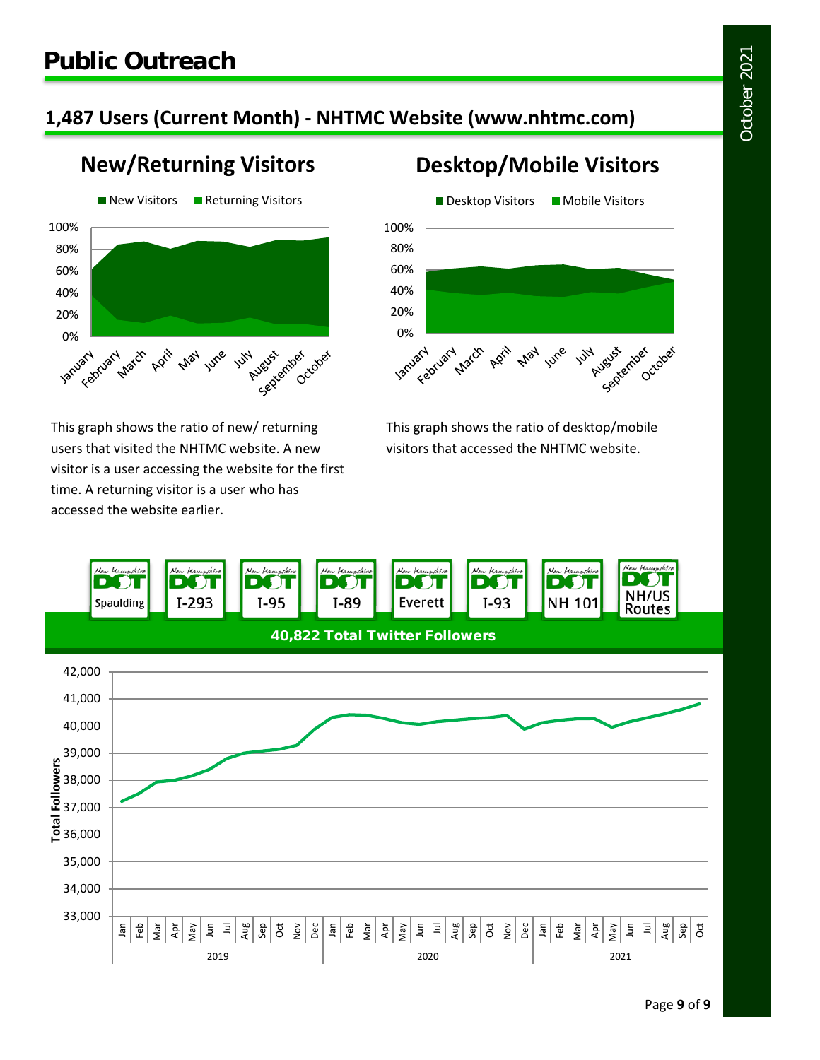# Public Outreach

## 1,487 Users (Current Month) - NHTMC Website (www.nhtmc.com)

### New/Returning Visitors

New Visitors
Returning Visitors

100%
80%
60%
40%
20%
0%

January
February
March
April
May
June
July
August
September
October

This graph shows the ratio of new/ returning users that visited the NHTMC website. A new visitor is a user accessing the website for the first time. A returning visitor is a user who has accessed the website earlier.

### Desktop/Mobile Visitors

Desktop Visitors
Mobile Visitors

100%
80%
60%
40%
20%
0%

January
February
March
April
May
June
July
August
September
October

This graph shows the ratio of desktop/mobile visitors that accessed the NHTMC website.

New Hampshire DOT Spaulding
New Hampshire DOT I-293
New Hampshire DOT I-95
New Hampshire DOT I-89
New Hampshire DOT Everett
New Hampshire DOT I-93
New Hampshire DOT NH 101
New Hampshire DOT NH/US Routes

**40,822 Total Twitter Followers**

Total Followers

42,000
41,000
40,000
39,000
38,000
37,000
36,000
35,000
34,000
33,000

Jan Feb Mar Apr May Jun Jul Aug Sep Oct Nov Dec
2019

Jan Feb Mar Apr May Jun Jul Aug Sep Oct Nov Dec
2020

Jan Feb Mar Apr May Jun Jul Aug Sep Oct
2021